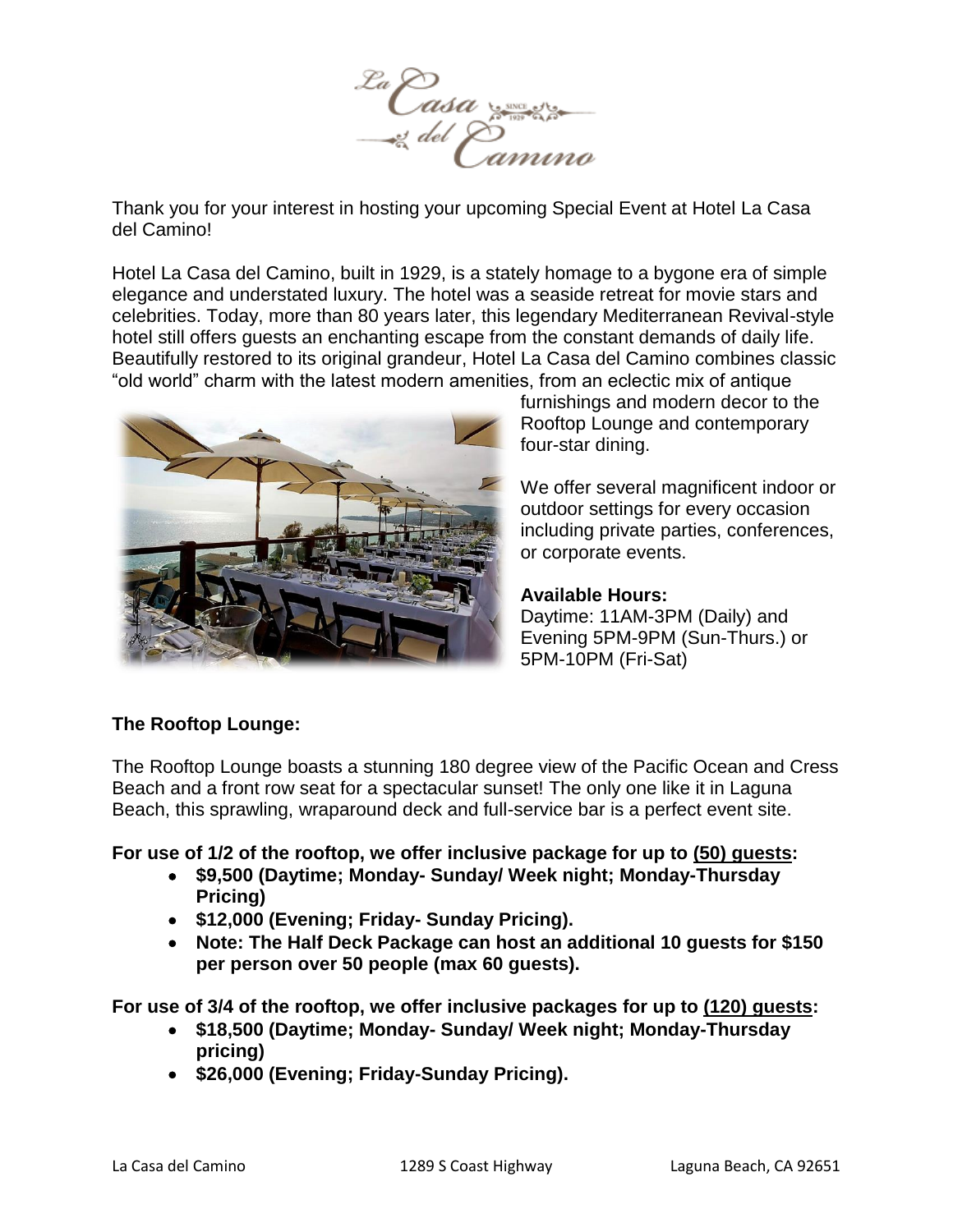La Casa del Camino

Thank you for your interest in hosting your upcoming Special Event at Hotel La Casa del Camino!

Hotel La Casa del Camino, built in 1929, is a stately homage to a bygone era of simple elegance and understated luxury. The hotel was a seaside retreat for movie stars and celebrities. Today, more than 80 years later, this legendary Mediterranean Revival-style hotel still offers guests an enchanting escape from the constant demands of daily life. Beautifully restored to its original grandeur, Hotel La Casa del Camino combines classic "old world" charm with the latest modern amenities, from an eclectic mix of antique furnishings and modern decor to the Rooftop Lounge and contemporary four-star dining.

We offer several magnificent indoor or outdoor settings for every occasion including private parties, conferences, or corporate events.

**Available Hours:**
Daytime: 11AM-3PM (Daily) and Evening 5PM-9PM (Sun-Thurs.) or 5PM-10PM (Fri-Sat)

**The Rooftop Lounge:**

The Rooftop Lounge boasts a stunning 180 degree view of the Pacific Ocean and Cress Beach and a front row seat for a spectacular sunset! The only one like it in Laguna Beach, this sprawling, wraparound deck and full-service bar is a perfect event site.

**For use of 1/2 of the rooftop, we offer inclusive package for up to <u>(50) guests</u>:**

- **$9,500 (Daytime; Monday- Sunday/ Week night; Monday-Thursday Pricing)**
- **$12,000 (Evening; Friday- Sunday Pricing).**
- **Note: The Half Deck Package can host an additional 10 guests for $150 per person over 50 people (max 60 guests).**

**For use of 3/4 of the rooftop, we offer inclusive packages for up to <u>(120) guests</u>:**

- **$18,500 (Daytime; Monday- Sunday/ Week night; Monday-Thursday pricing)**
- **$26,000 (Evening; Friday-Sunday Pricing).**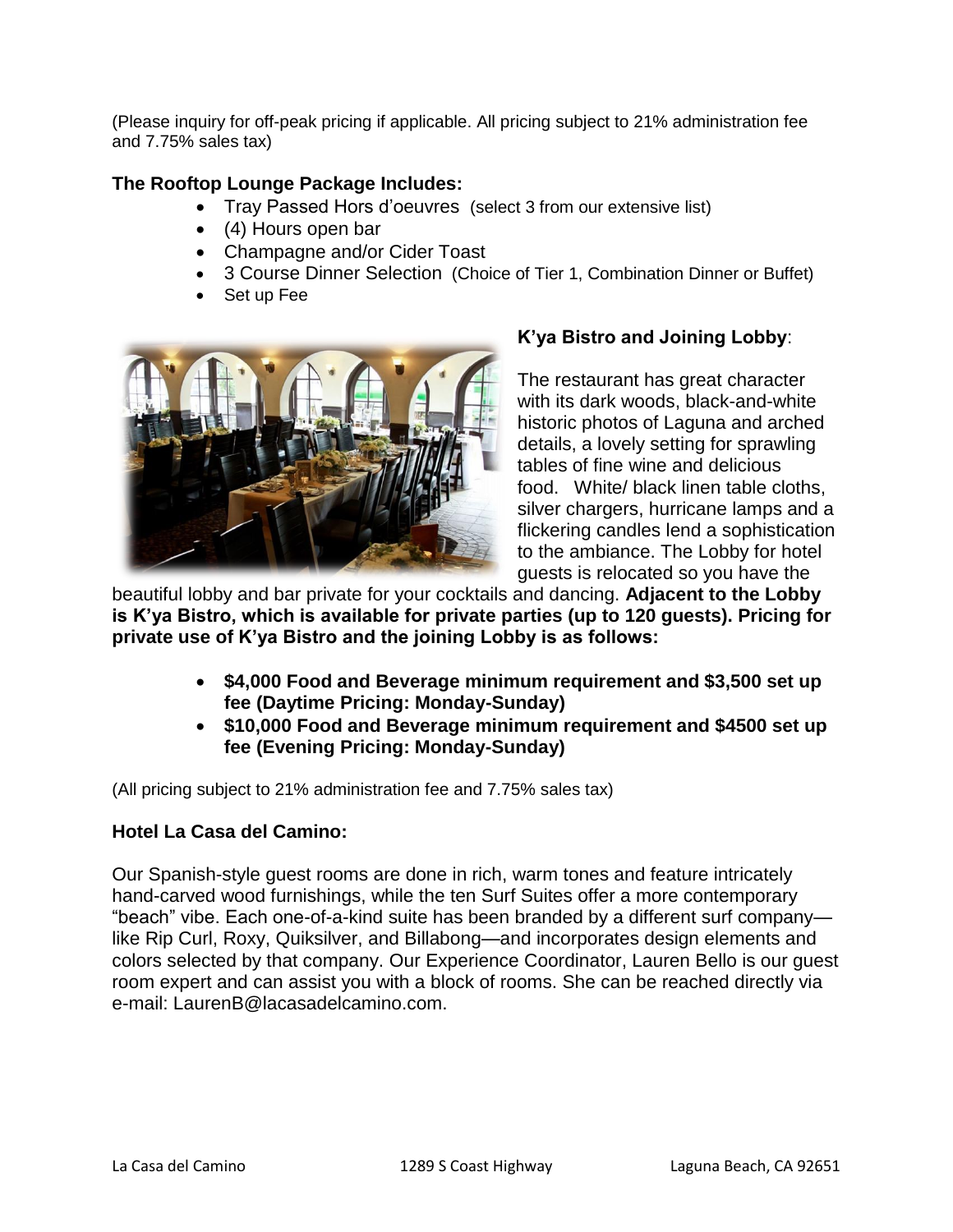(Please inquiry for off-peak pricing if applicable. All pricing subject to 21% administration fee and 7.75% sales tax)

**The Rooftop Lounge Package Includes:**

- Tray Passed Hors d'oeuvres (select 3 from our extensive list)
- (4) Hours open bar
- Champagne and/or Cider Toast
- 3 Course Dinner Selection (Choice of Tier 1, Combination Dinner or Buffet)
- Set up Fee

**K'ya Bistro and Joining Lobby**:

The restaurant has great character with its dark woods, black-and-white historic photos of Laguna and arched details, a lovely setting for sprawling tables of fine wine and delicious food. White/ black linen table cloths, silver chargers, hurricane lamps and a flickering candles lend a sophistication to the ambiance. The Lobby for hotel guests is relocated so you have the beautiful lobby and bar private for your cocktails and dancing. **Adjacent to the Lobby is K'ya Bistro, which is available for private parties (up to 120 guests). Pricing for private use of K'ya Bistro and the joining Lobby is as follows:**

- **$4,000 Food and Beverage minimum requirement and $3,500 set up fee (Daytime Pricing: Monday-Sunday)**
- **$10,000 Food and Beverage minimum requirement and $4500 set up fee (Evening Pricing: Monday-Sunday)**

(All pricing subject to 21% administration fee and 7.75% sales tax)

**Hotel La Casa del Camino:**

Our Spanish-style guest rooms are done in rich, warm tones and feature intricately hand-carved wood furnishings, while the ten Surf Suites offer a more contemporary "beach" vibe. Each one-of-a-kind suite has been branded by a different surf company—like Rip Curl, Roxy, Quiksilver, and Billabong—and incorporates design elements and colors selected by that company. Our Experience Coordinator, Lauren Bello is our guest room expert and can assist you with a block of rooms. She can be reached directly via e-mail: LaurenB@lacasadelcamino.com.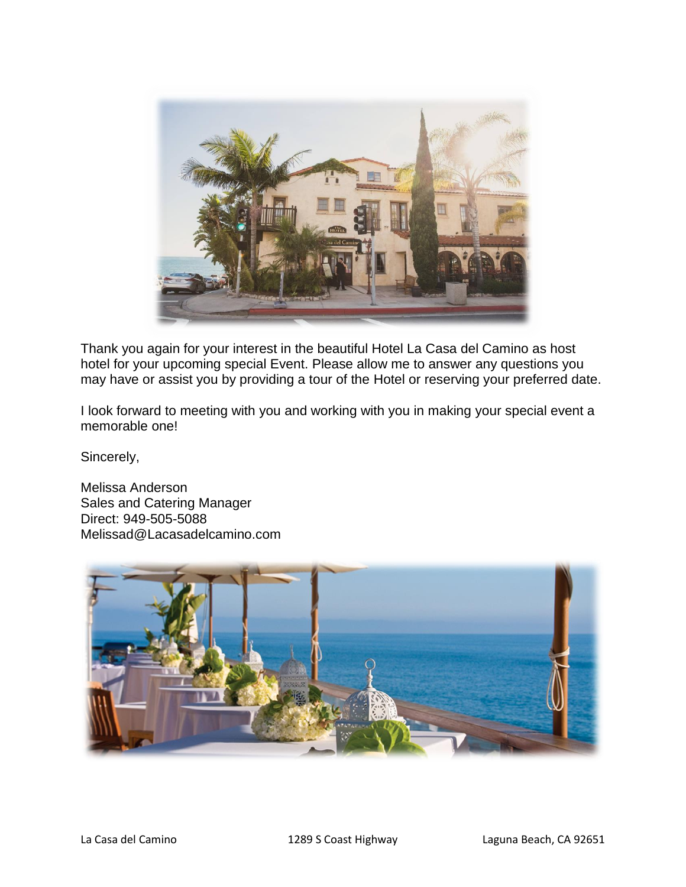Thank you again for your interest in the beautiful Hotel La Casa del Camino as host hotel for your upcoming special Event. Please allow me to answer any questions you may have or assist you by providing a tour of the Hotel or reserving your preferred date.

I look forward to meeting with you and working with you in making your special event a memorable one!

Sincerely,

Melissa Anderson
Sales and Catering Manager
Direct: 949-505-5088
Melissad@Lacasadelcamino.com